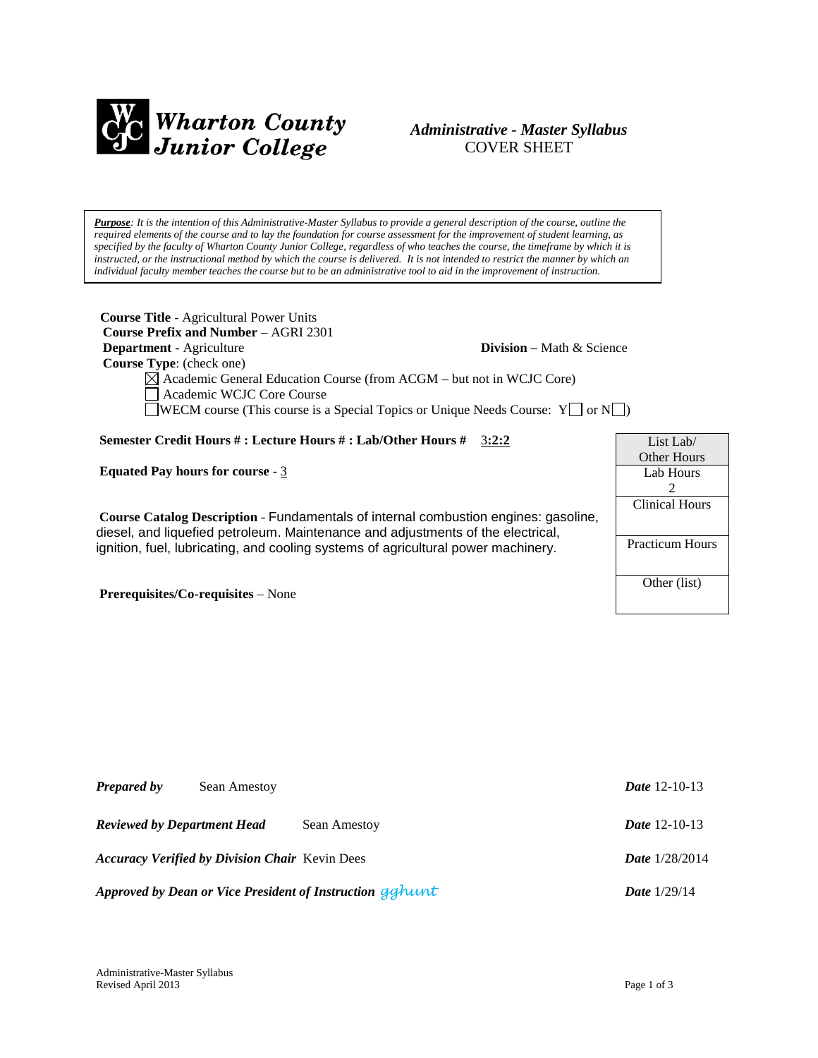**Wharton County Junior College**

***Administrative - Master Syllabus***
COVER SHEET

***Purpose****: It is the intention of this Administrative-Master Syllabus to provide a general description of the course, outline the required elements of the course and to lay the foundation for course assessment for the improvement of student learning, as specified by the faculty of Wharton County Junior College, regardless of who teaches the course, the timeframe by which it is instructed, or the instructional method by which the course is delivered. It is not intended to restrict the manner by which an individual faculty member teaches the course but to be an administrative tool to aid in the improvement of instruction.*

**Course Title** - Agricultural Power Units
**Course Prefix and Number** – AGRI 2301
**Department** - Agriculture
**Division** – Math & Science
**Course Type**: (check one)

- ☒ Academic General Education Course (from ACGM – but not in WCJC Core)
- ☐ Academic WCJC Core Course
- ☐ WECM course (This course is a Special Topics or Unique Needs Course: Y☐ or N☐)

**Semester Credit Hours # : Lecture Hours # : Lab/Other Hours #** 3:2:2

**Equated Pay hours for course** - 3

**Course Catalog Description** - Fundamentals of internal combustion engines: gasoline, diesel, and liquefied petroleum. Maintenance and adjustments of the electrical, ignition, fuel, lubricating, and cooling systems of agricultural power machinery.

**Prerequisites/Co-requisites** – None

| List Lab/ Other Hours |
|---|
| Lab Hours 2 |
| Clinical Hours |
| Practicum Hours |
| Other (list) |

***Prepared by*** Sean Amestoy ***Date*** 12-10-13

***Reviewed by Department Head*** Sean Amestoy ***Date*** 12-10-13

***Accuracy Verified by Division Chair*** Kevin Dees ***Date*** 1/28/2014

***Approved by Dean or Vice President of Instruction*** gghunt ***Date*** 1/29/14

Administrative-Master Syllabus
Revised April 2013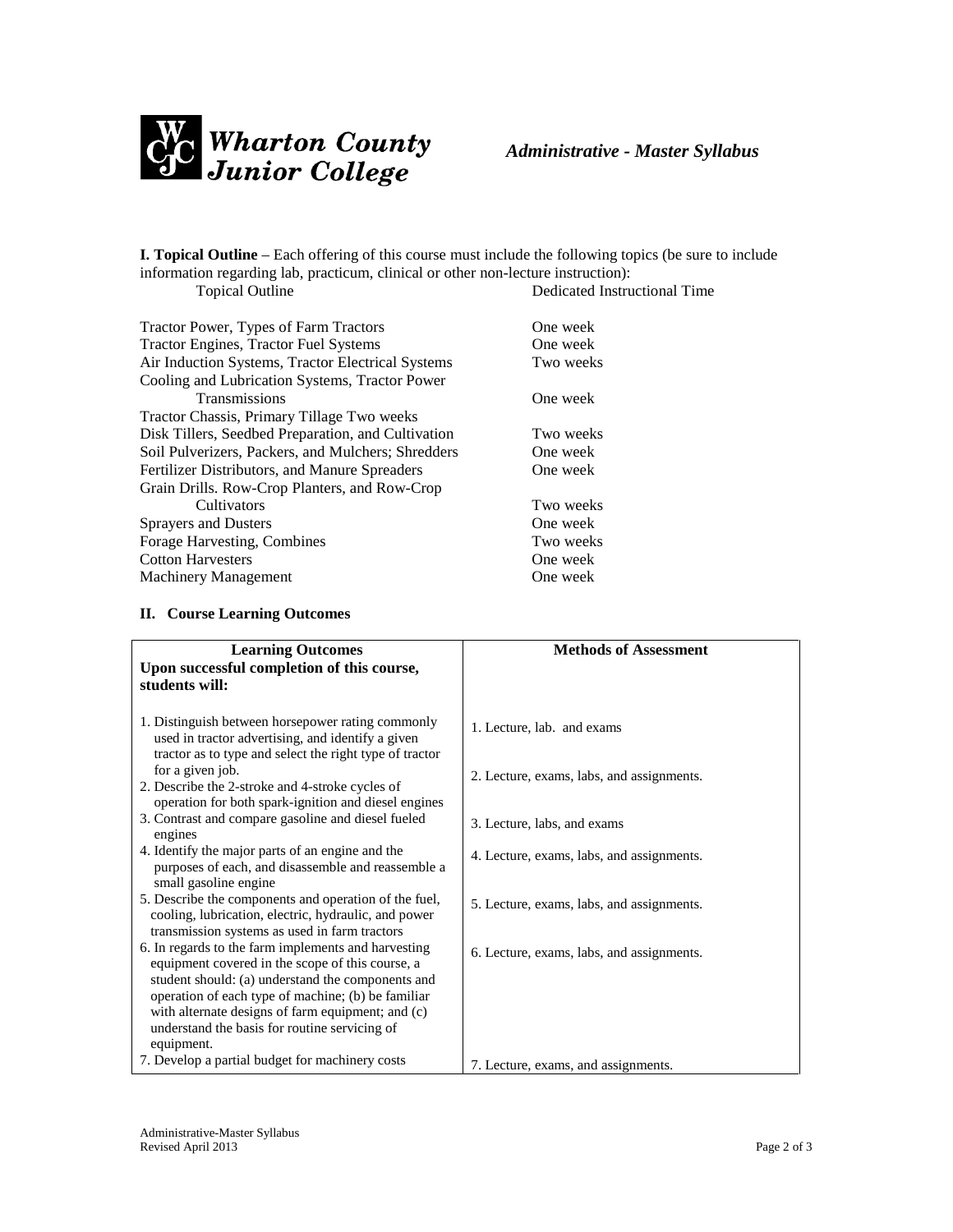**Wharton County Junior College** *Administrative - Master Syllabus*

**I. Topical Outline** – Each offering of this course must include the following topics (be sure to include information regarding lab, practicum, clinical or other non-lecture instruction):

| Topical Outline | Dedicated Instructional Time |
|---|---|
| Tractor Power, Types of Farm Tractors | One week |
| Tractor Engines, Tractor Fuel Systems | One week |
| Air Induction Systems, Tractor Electrical Systems | Two weeks |
| Cooling and Lubrication Systems, Tractor Power Transmissions | One week |
| Tractor Chassis, Primary Tillage Two weeks | |
| Disk Tillers, Seedbed Preparation, and Cultivation | Two weeks |
| Soil Pulverizers, Packers, and Mulchers; Shredders | One week |
| Fertilizer Distributors, and Manure Spreaders | One week |
| Grain Drills. Row-Crop Planters, and Row-Crop Cultivators | Two weeks |
| Sprayers and Dusters | One week |
| Forage Harvesting, Combines | Two weeks |
| Cotton Harvesters | One week |
| Machinery Management | One week |

## II. Course Learning Outcomes

| Learning Outcomes<br>Upon successful completion of this course, students will: | Methods of Assessment |
|---|---|
| 1. Distinguish between horsepower rating commonly used in tractor advertising, and identify a given tractor as to type and select the right type of tractor for a given job. | 1. Lecture, lab. and exams |
| 2. Describe the 2-stroke and 4-stroke cycles of operation for both spark-ignition and diesel engines | 2. Lecture, exams, labs, and assignments. |
| 3. Contrast and compare gasoline and diesel fueled engines | 3. Lecture, labs, and exams |
| 4. Identify the major parts of an engine and the purposes of each, and disassemble and reassemble a small gasoline engine | 4. Lecture, exams, labs, and assignments. |
| 5. Describe the components and operation of the fuel, cooling, lubrication, electric, hydraulic, and power transmission systems as used in farm tractors | 5. Lecture, exams, labs, and assignments. |
| 6. In regards to the farm implements and harvesting equipment covered in the scope of this course, a student should: (a) understand the components and operation of each type of machine; (b) be familiar with alternate designs of farm equipment; and (c) understand the basis for routine servicing of equipment. | 6. Lecture, exams, labs, and assignments. |
| 7. Develop a partial budget for machinery costs | 7. Lecture, exams, and assignments. |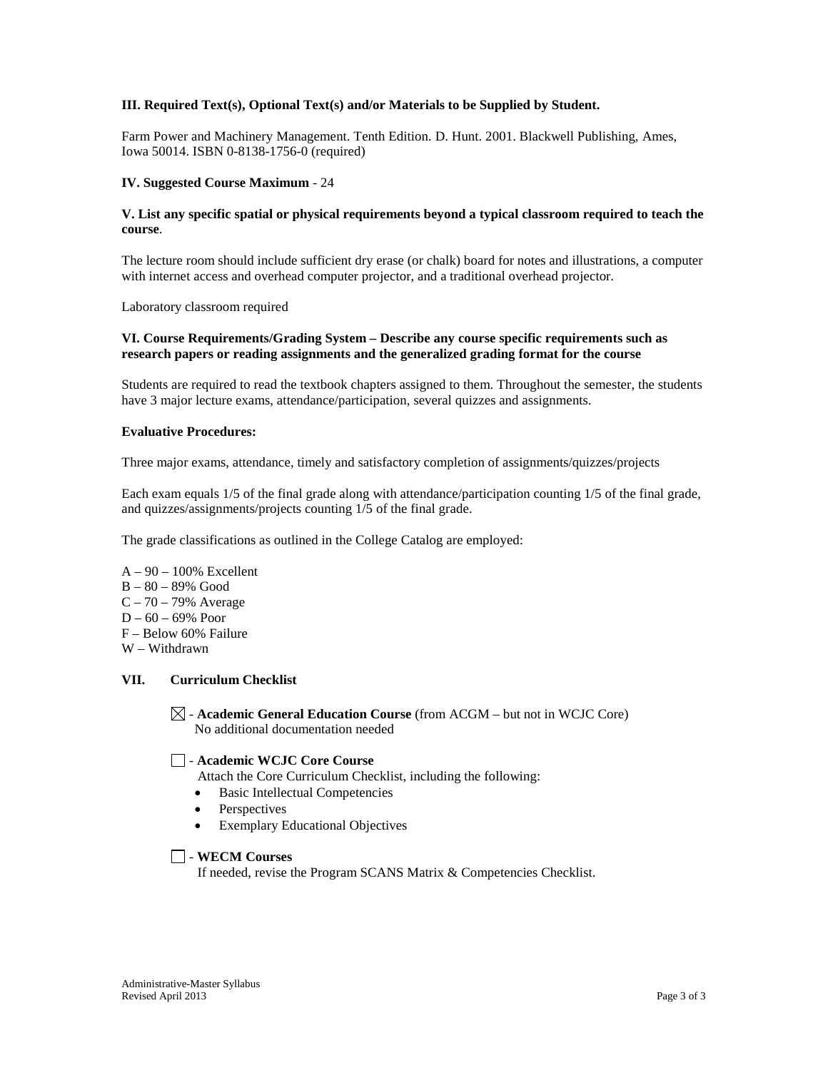**III. Required Text(s), Optional Text(s) and/or Materials to be Supplied by Student.**

Farm Power and Machinery Management. Tenth Edition. D. Hunt. 2001. Blackwell Publishing, Ames, Iowa 50014. ISBN 0-8138-1756-0 (required)

**IV. Suggested Course Maximum** - 24

**V. List any specific spatial or physical requirements beyond a typical classroom required to teach the course**.

The lecture room should include sufficient dry erase (or chalk) board for notes and illustrations, a computer with internet access and overhead computer projector, and a traditional overhead projector.

Laboratory classroom required

**VI. Course Requirements/Grading System – Describe any course specific requirements such as research papers or reading assignments and the generalized grading format for the course**

Students are required to read the textbook chapters assigned to them. Throughout the semester, the students have 3 major lecture exams, attendance/participation, several quizzes and assignments.

**Evaluative Procedures:**

Three major exams, attendance, timely and satisfactory completion of assignments/quizzes/projects

Each exam equals 1/5 of the final grade along with attendance/participation counting 1/5 of the final grade, and quizzes/assignments/projects counting 1/5 of the final grade.

The grade classifications as outlined in the College Catalog are employed:

A – 90 – 100% Excellent
B – 80 – 89% Good
C – 70 – 79% Average
D – 60 – 69% Poor
F – Below 60% Failure
W – Withdrawn

**VII. Curriculum Checklist**

☒ - **Academic General Education Course** (from ACGM – but not in WCJC Core)
No additional documentation needed

☐ - **Academic WCJC Core Course**
Attach the Core Curriculum Checklist, including the following:

- Basic Intellectual Competencies
- Perspectives
- Exemplary Educational Objectives

☐ - **WECM Courses**
If needed, revise the Program SCANS Matrix & Competencies Checklist.